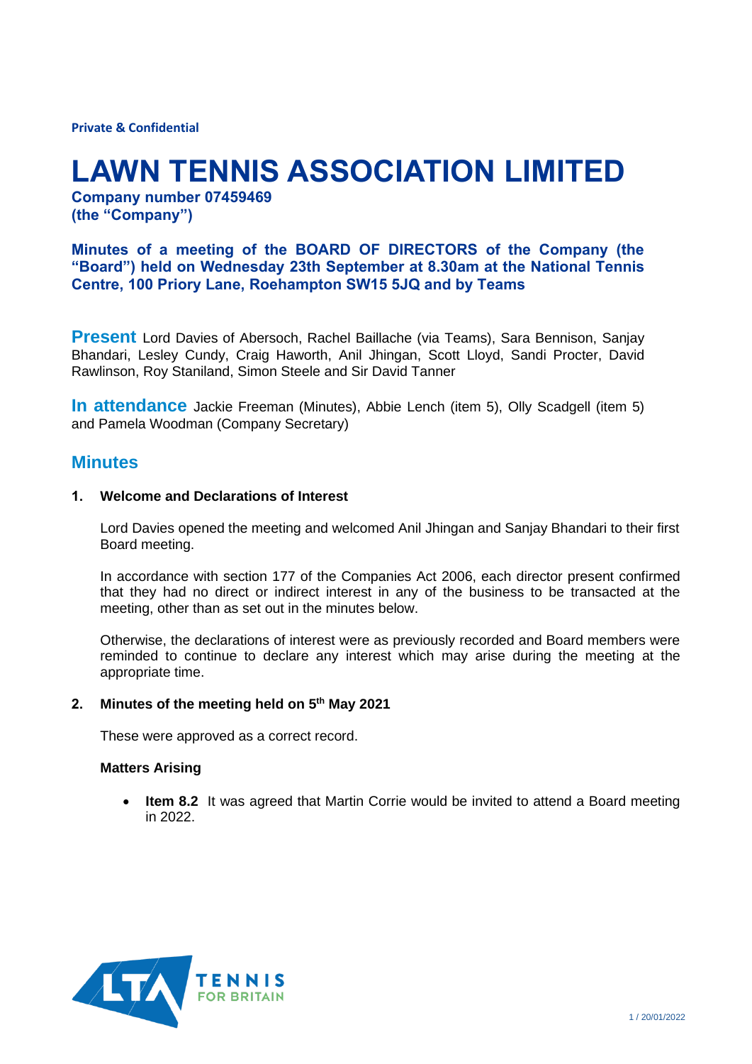**Private & Confidential**

# LAWN TENNIS ASSOCIATION LIMITED

**Company number 07459469**
**(the "Company")**

**Minutes of a meeting of the BOARD OF DIRECTORS of the Company (the "Board") held on Wednesday 23th September at 8.30am at the National Tennis Centre, 100 Priory Lane, Roehampton SW15 5JQ and by Teams**

**Present** Lord Davies of Abersoch, Rachel Baillache (via Teams), Sara Bennison, Sanjay Bhandari, Lesley Cundy, Craig Haworth, Anil Jhingan, Scott Lloyd, Sandi Procter, David Rawlinson, Roy Staniland, Simon Steele and Sir David Tanner

**In attendance** Jackie Freeman (Minutes), Abbie Lench (item 5), Olly Scadgell (item 5) and Pamela Woodman (Company Secretary)

## Minutes

### 1. Welcome and Declarations of Interest

Lord Davies opened the meeting and welcomed Anil Jhingan and Sanjay Bhandari to their first Board meeting.

In accordance with section 177 of the Companies Act 2006, each director present confirmed that they had no direct or indirect interest in any of the business to be transacted at the meeting, other than as set out in the minutes below.

Otherwise, the declarations of interest were as previously recorded and Board members were reminded to continue to declare any interest which may arise during the meeting at the appropriate time.

### 2. Minutes of the meeting held on 5th May 2021

These were approved as a correct record.

**Matters Arising**

- **Item 8.2** It was agreed that Martin Corrie would be invited to attend a Board meeting in 2022.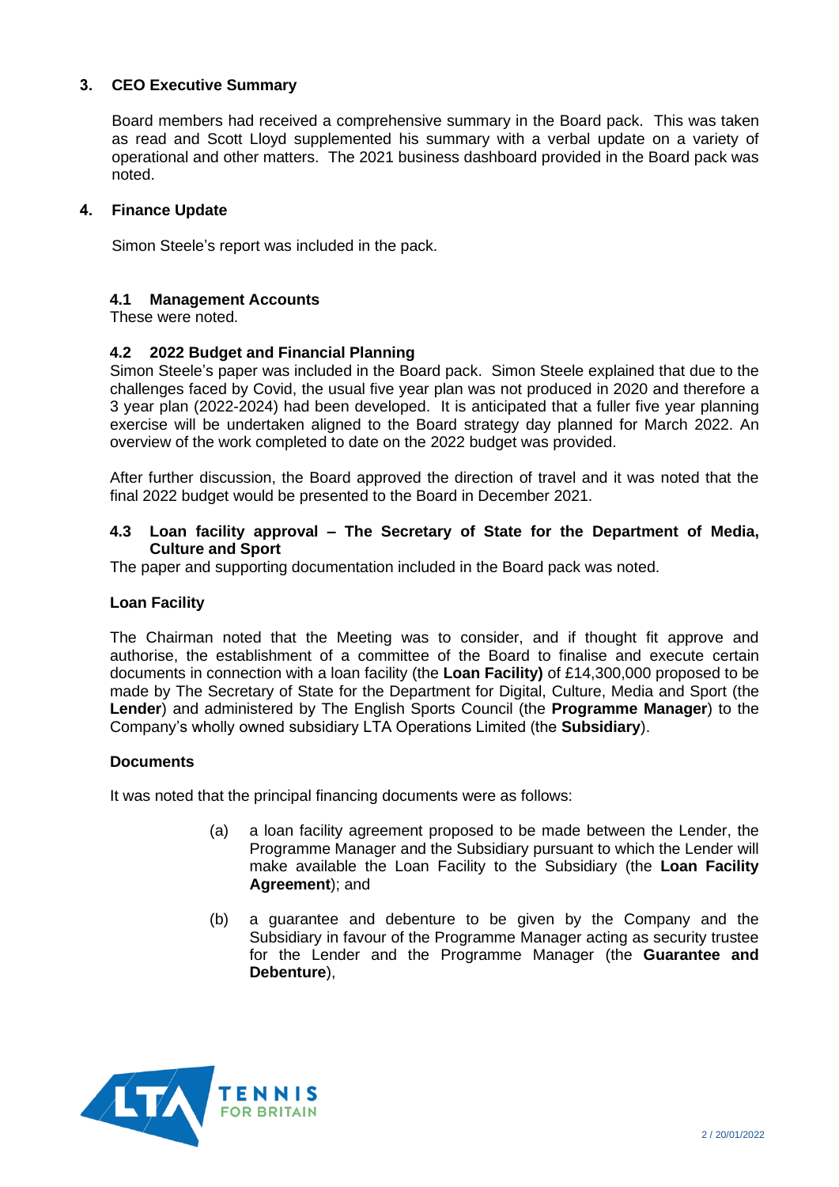## 3. CEO Executive Summary

Board members had received a comprehensive summary in the Board pack. This was taken as read and Scott Lloyd supplemented his summary with a verbal update on a variety of operational and other matters. The 2021 business dashboard provided in the Board pack was noted.

## 4. Finance Update

Simon Steele's report was included in the pack.

### 4.1 Management Accounts

These were noted.

### 4.2 2022 Budget and Financial Planning

Simon Steele's paper was included in the Board pack. Simon Steele explained that due to the challenges faced by Covid, the usual five year plan was not produced in 2020 and therefore a 3 year plan (2022-2024) had been developed. It is anticipated that a fuller five year planning exercise will be undertaken aligned to the Board strategy day planned for March 2022. An overview of the work completed to date on the 2022 budget was provided.

After further discussion, the Board approved the direction of travel and it was noted that the final 2022 budget would be presented to the Board in December 2021.

### 4.3 Loan facility approval – The Secretary of State for the Department of Media, Culture and Sport

The paper and supporting documentation included in the Board pack was noted.

**Loan Facility**

The Chairman noted that the Meeting was to consider, and if thought fit approve and authorise, the establishment of a committee of the Board to finalise and execute certain documents in connection with a loan facility (the **Loan Facility)** of £14,300,000 proposed to be made by The Secretary of State for the Department for Digital, Culture, Media and Sport (the **Lender**) and administered by The English Sports Council (the **Programme Manager**) to the Company's wholly owned subsidiary LTA Operations Limited (the **Subsidiary**).

**Documents**

It was noted that the principal financing documents were as follows:

(a) a loan facility agreement proposed to be made between the Lender, the Programme Manager and the Subsidiary pursuant to which the Lender will make available the Loan Facility to the Subsidiary (the **Loan Facility Agreement**); and

(b) a guarantee and debenture to be given by the Company and the Subsidiary in favour of the Programme Manager acting as security trustee for the Lender and the Programme Manager (the **Guarantee and Debenture**),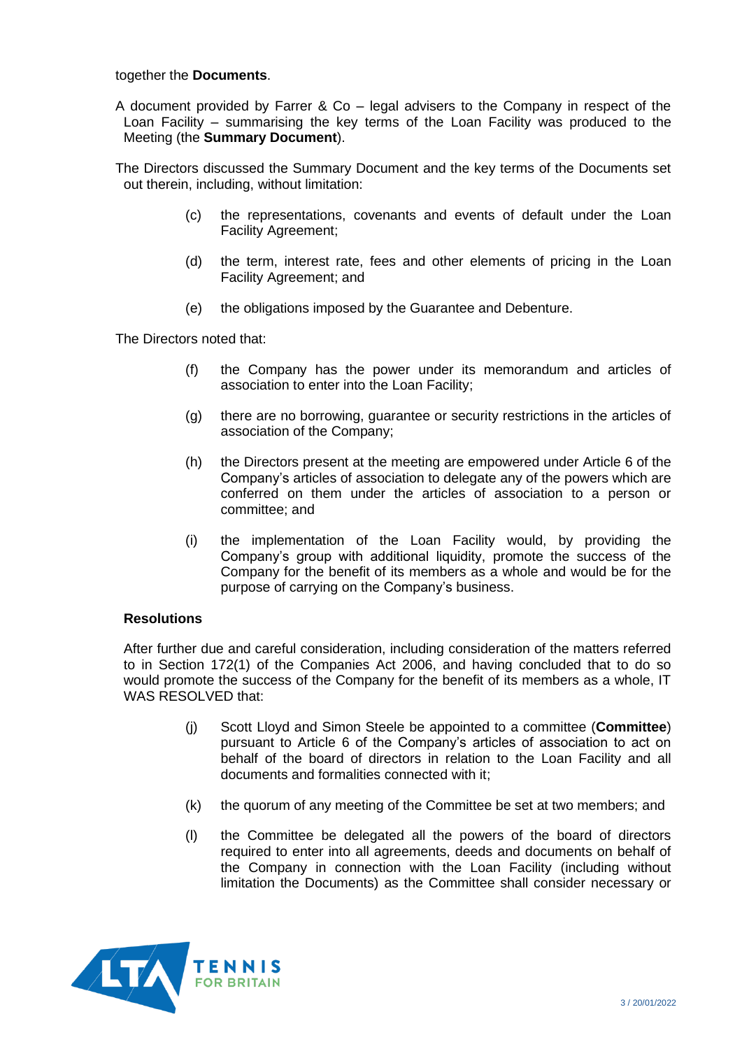together the **Documents**.

A document provided by Farrer & Co – legal advisers to the Company in respect of the Loan Facility – summarising the key terms of the Loan Facility was produced to the Meeting (the **Summary Document**).

The Directors discussed the Summary Document and the key terms of the Documents set out therein, including, without limitation:

(c) the representations, covenants and events of default under the Loan Facility Agreement;

(d) the term, interest rate, fees and other elements of pricing in the Loan Facility Agreement; and

(e) the obligations imposed by the Guarantee and Debenture.

The Directors noted that:

(f) the Company has the power under its memorandum and articles of association to enter into the Loan Facility;

(g) there are no borrowing, guarantee or security restrictions in the articles of association of the Company;

(h) the Directors present at the meeting are empowered under Article 6 of the Company's articles of association to delegate any of the powers which are conferred on them under the articles of association to a person or committee; and

(i) the implementation of the Loan Facility would, by providing the Company's group with additional liquidity, promote the success of the Company for the benefit of its members as a whole and would be for the purpose of carrying on the Company's business.

**Resolutions**

After further due and careful consideration, including consideration of the matters referred to in Section 172(1) of the Companies Act 2006, and having concluded that to do so would promote the success of the Company for the benefit of its members as a whole, IT WAS RESOLVED that:

(j) Scott Lloyd and Simon Steele be appointed to a committee (**Committee**) pursuant to Article 6 of the Company's articles of association to act on behalf of the board of directors in relation to the Loan Facility and all documents and formalities connected with it;

(k) the quorum of any meeting of the Committee be set at two members; and

(l) the Committee be delegated all the powers of the board of directors required to enter into all agreements, deeds and documents on behalf of the Company in connection with the Loan Facility (including without limitation the Documents) as the Committee shall consider necessary or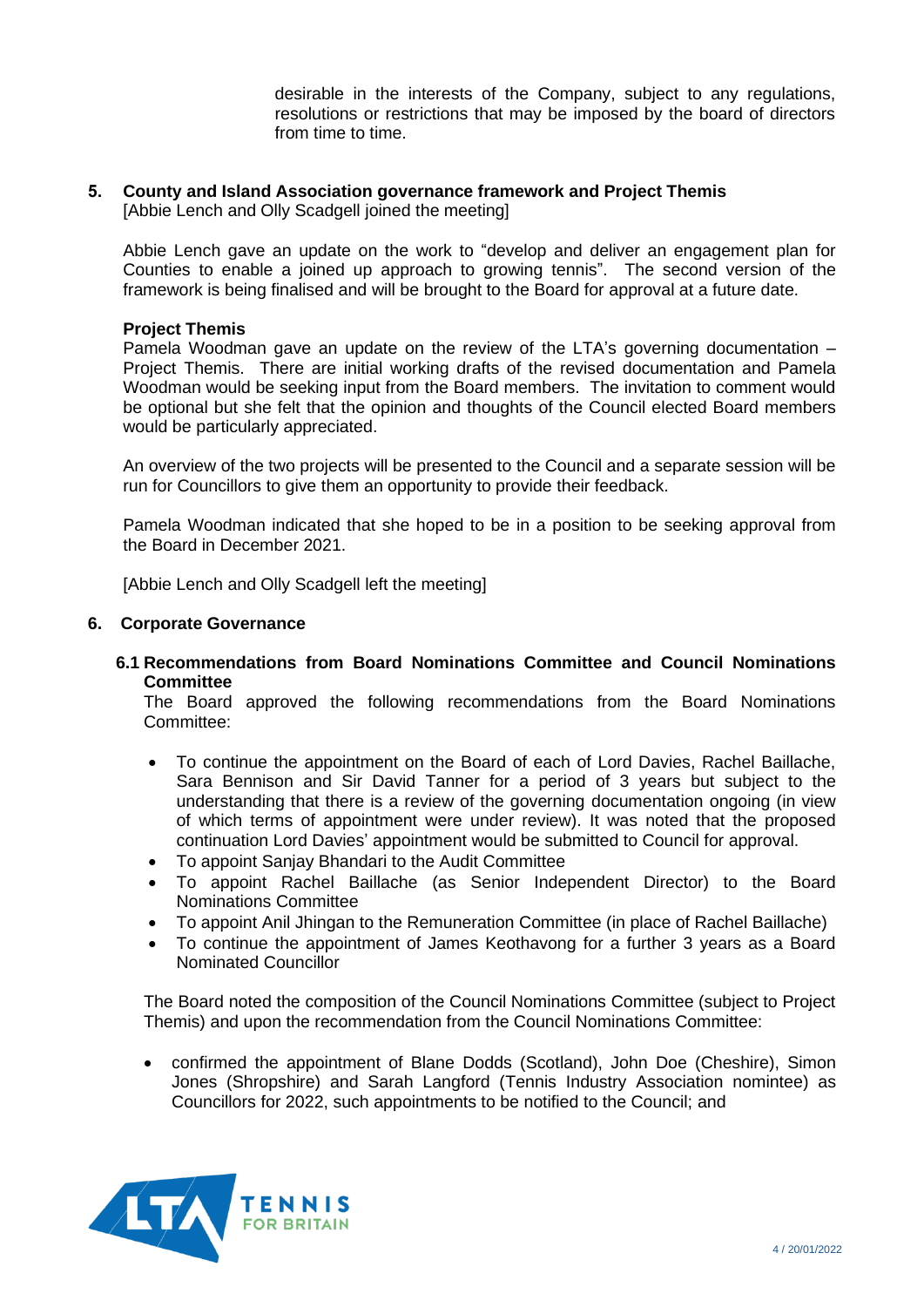desirable in the interests of the Company, subject to any regulations, resolutions or restrictions that may be imposed by the board of directors from time to time.

## 5. County and Island Association governance framework and Project Themis

[Abbie Lench and Olly Scadgell joined the meeting]

Abbie Lench gave an update on the work to "develop and deliver an engagement plan for Counties to enable a joined up approach to growing tennis". The second version of the framework is being finalised and will be brought to the Board for approval at a future date.

**Project Themis**

Pamela Woodman gave an update on the review of the LTA's governing documentation – Project Themis. There are initial working drafts of the revised documentation and Pamela Woodman would be seeking input from the Board members. The invitation to comment would be optional but she felt that the opinion and thoughts of the Council elected Board members would be particularly appreciated.

An overview of the two projects will be presented to the Council and a separate session will be run for Councillors to give them an opportunity to provide their feedback.

Pamela Woodman indicated that she hoped to be in a position to be seeking approval from the Board in December 2021.

[Abbie Lench and Olly Scadgell left the meeting]

## 6. Corporate Governance

### 6.1 Recommendations from Board Nominations Committee and Council Nominations Committee

The Board approved the following recommendations from the Board Nominations Committee:

- To continue the appointment on the Board of each of Lord Davies, Rachel Baillache, Sara Bennison and Sir David Tanner for a period of 3 years but subject to the understanding that there is a review of the governing documentation ongoing (in view of which terms of appointment were under review). It was noted that the proposed continuation Lord Davies' appointment would be submitted to Council for approval.
- To appoint Sanjay Bhandari to the Audit Committee
- To appoint Rachel Baillache (as Senior Independent Director) to the Board Nominations Committee
- To appoint Anil Jhingan to the Remuneration Committee (in place of Rachel Baillache)
- To continue the appointment of James Keothavong for a further 3 years as a Board Nominated Councillor

The Board noted the composition of the Council Nominations Committee (subject to Project Themis) and upon the recommendation from the Council Nominations Committee:

- confirmed the appointment of Blane Dodds (Scotland), John Doe (Cheshire), Simon Jones (Shropshire) and Sarah Langford (Tennis Industry Association nomintee) as Councillors for 2022, such appointments to be notified to the Council; and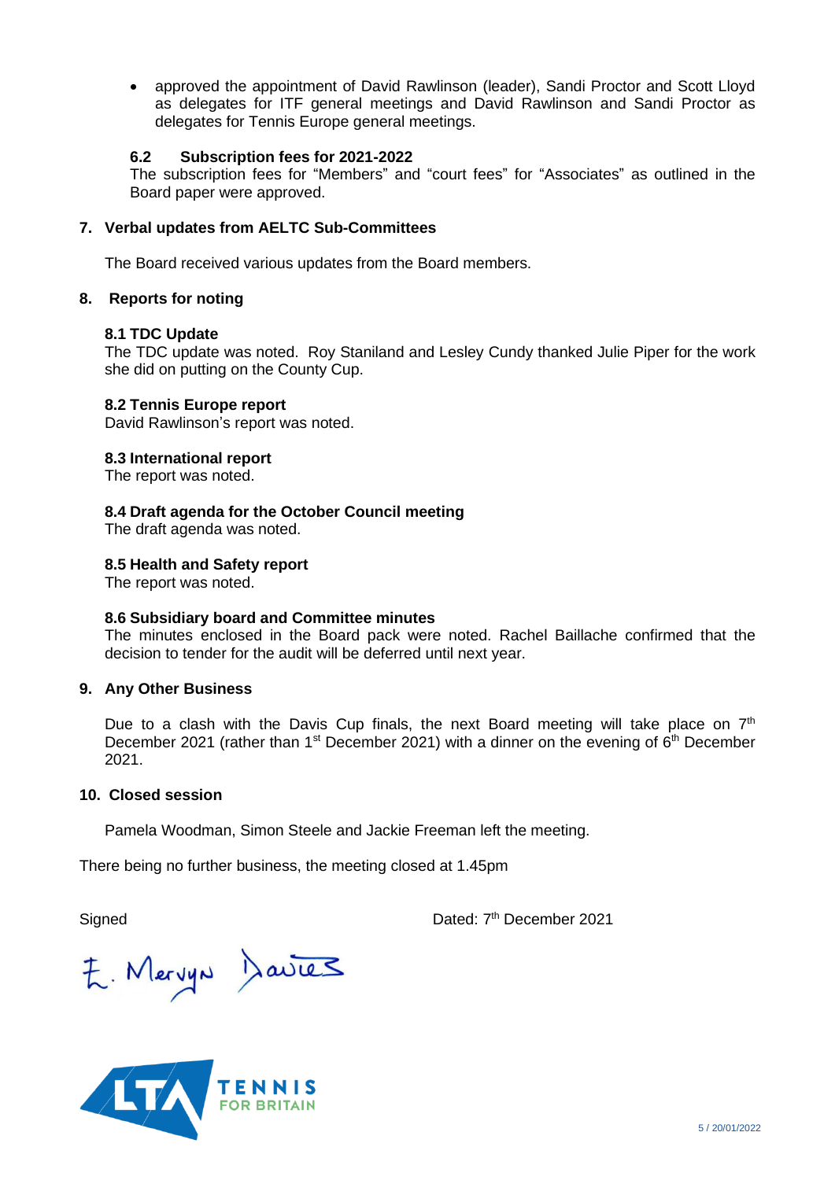- approved the appointment of David Rawlinson (leader), Sandi Proctor and Scott Lloyd as delegates for ITF general meetings and David Rawlinson and Sandi Proctor as delegates for Tennis Europe general meetings.

### 6.2 Subscription fees for 2021-2022

The subscription fees for "Members" and "court fees" for "Associates" as outlined in the Board paper were approved.

## 7. Verbal updates from AELTC Sub-Committees

The Board received various updates from the Board members.

## 8. Reports for noting

### 8.1 TDC Update

The TDC update was noted. Roy Staniland and Lesley Cundy thanked Julie Piper for the work she did on putting on the County Cup.

### 8.2 Tennis Europe report

David Rawlinson's report was noted.

### 8.3 International report

The report was noted.

### 8.4 Draft agenda for the October Council meeting

The draft agenda was noted.

### 8.5 Health and Safety report

The report was noted.

### 8.6 Subsidiary board and Committee minutes

The minutes enclosed in the Board pack were noted. Rachel Baillache confirmed that the decision to tender for the audit will be deferred until next year.

## 9. Any Other Business

Due to a clash with the Davis Cup finals, the next Board meeting will take place on 7th December 2021 (rather than 1st December 2021) with a dinner on the evening of 6th December 2021.

## 10. Closed session

Pamela Woodman, Simon Steele and Jackie Freeman left the meeting.

There being no further business, the meeting closed at 1.45pm

Signed

E. Mervyn Davies

Dated: 7th December 2021

LTA TENNIS FOR BRITAIN